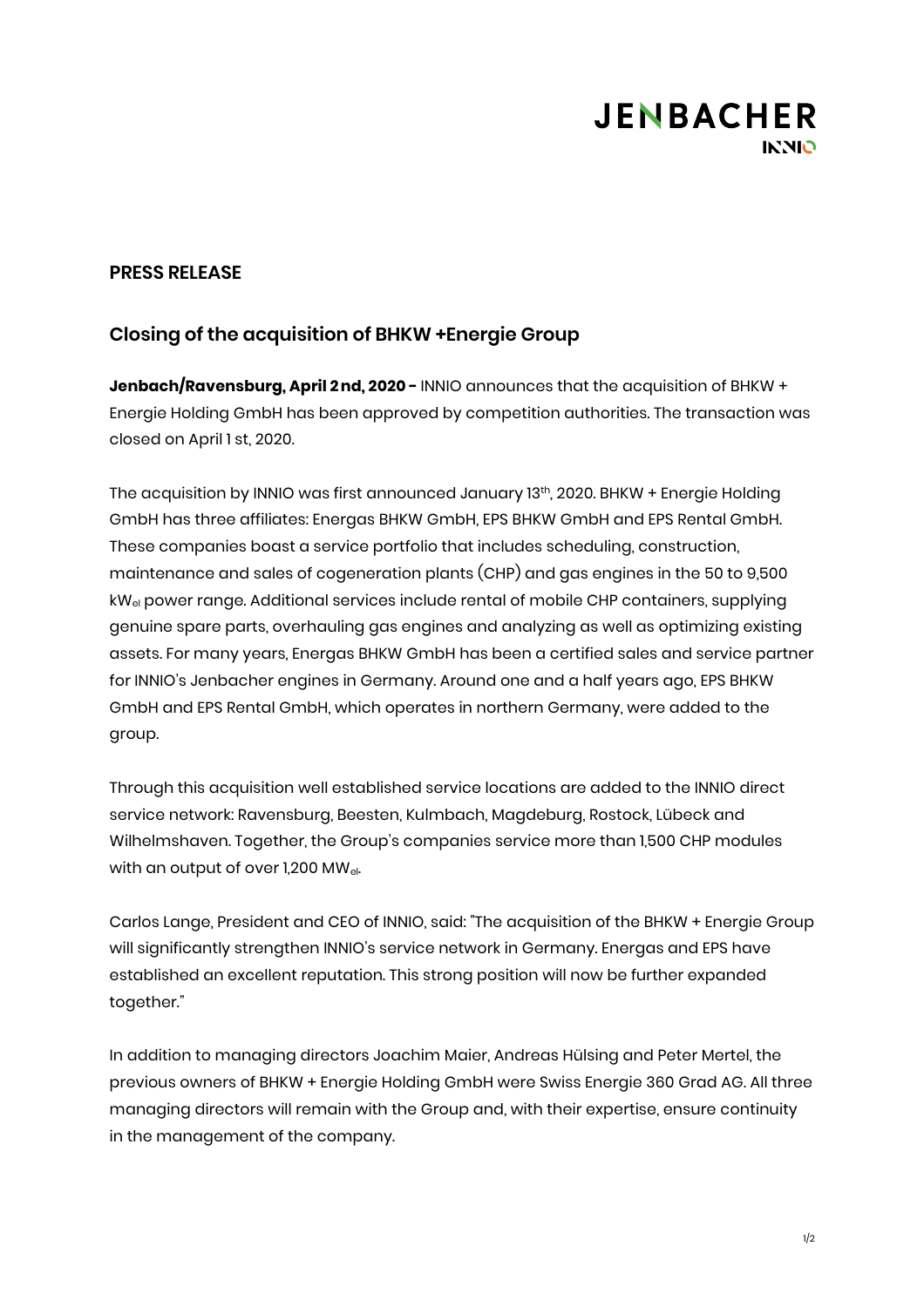JENBACHER

INNIO

## PRESS RELEASE

## Closing of the acquisition of BHKW +Energie Group

**Jenbach/Ravensburg, April 2nd, 2020 -** INNIO announces that the acquisition of BHKW + Energie Holding GmbH has been approved by competition authorities. The transaction was closed on April 1 st, 2020.

The acquisition by INNIO was first announced January 13th, 2020. BHKW + Energie Holding GmbH has three affiliates: Energas BHKW GmbH, EPS BHKW GmbH and EPS Rental GmbH. These companies boast a service portfolio that includes scheduling, construction, maintenance and sales of cogeneration plants (CHP) and gas engines in the 50 to 9,500 $kW_{el}$ power range. Additional services include rental of mobile CHP containers, supplying genuine spare parts, overhauling gas engines and analyzing as well as optimizing existing assets. For many years, Energas BHKW GmbH has been a certified sales and service partner for INNIO's Jenbacher engines in Germany. Around one and a half years ago, EPS BHKW GmbH and EPS Rental GmbH, which operates in northern Germany, were added to the group.

Through this acquisition well established service locations are added to the INNIO direct service network: Ravensburg, Beesten, Kulmbach, Magdeburg, Rostock, Lübeck and Wilhelmshaven. Together, the Group's companies service more than 1,500 CHP modules with an output of over 1,200 $MW_{el}$.

Carlos Lange, President and CEO of INNIO, said: "The acquisition of the BHKW + Energie Group will significantly strengthen INNIO's service network in Germany. Energas and EPS have established an excellent reputation. This strong position will now be further expanded together."

In addition to managing directors Joachim Maier, Andreas Hülsing and Peter Mertel, the previous owners of BHKW + Energie Holding GmbH were Swiss Energie 360 Grad AG. All three managing directors will remain with the Group and, with their expertise, ensure continuity in the management of the company.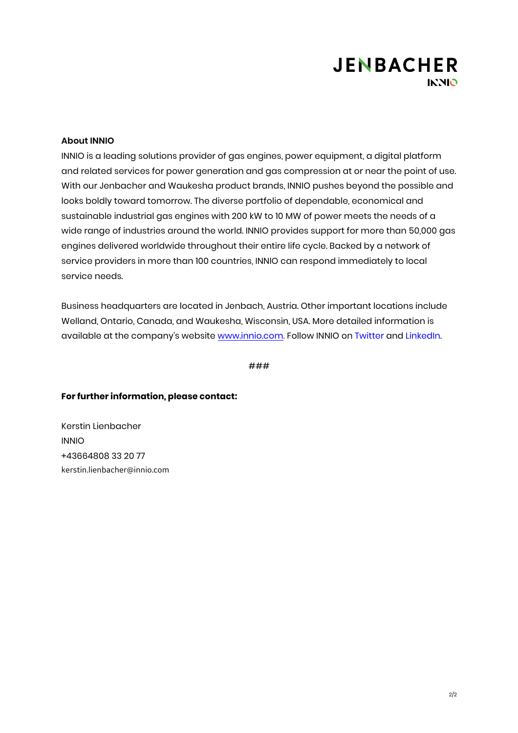**About INNIO**

INNIO is a leading solutions provider of gas engines, power equipment, a digital platform and related services for power generation and gas compression at or near the point of use. With our Jenbacher and Waukesha product brands, INNIO pushes beyond the possible and looks boldly toward tomorrow. The diverse portfolio of dependable, economical and sustainable industrial gas engines with 200 kW to 10 MW of power meets the needs of a wide range of industries around the world. INNIO provides support for more than 50,000 gas engines delivered worldwide throughout their entire life cycle. Backed by a network of service providers in more than 100 countries, INNIO can respond immediately to local service needs.

Business headquarters are located in Jenbach, Austria. Other important locations include Welland, Ontario, Canada, and Waukesha, Wisconsin, USA. More detailed information is available at the company's website www.innio.com. Follow INNIO on Twitter and LinkedIn.

###

**For further information, please contact:**

Kerstin Lienbacher
INNIO
+43664808 33 20 77
kerstin.lienbacher@innio.com